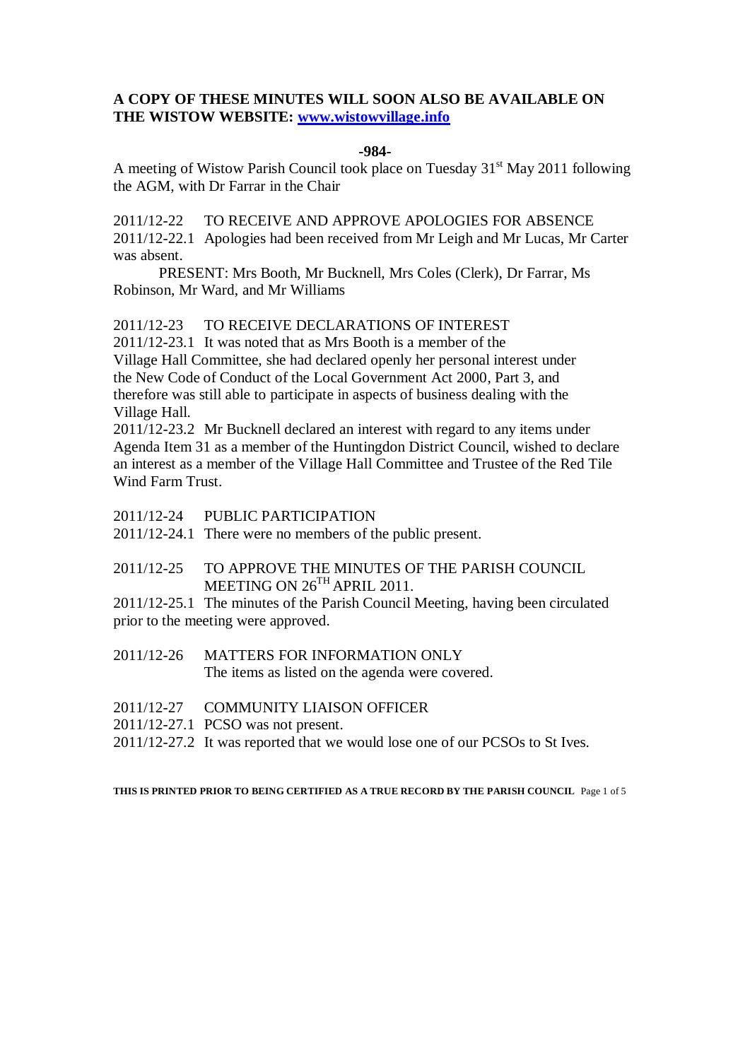**A COPY OF THESE MINUTES WILL SOON ALSO BE AVAILABLE ON THE WISTOW WEBSITE: [www.wistowvillage.info](http://www.wistowvillage.info)**

**-984-**

A meeting of Wistow Parish Council took place on Tuesday 31st May 2011 following the AGM, with Dr Farrar in the Chair

2011/12-22 TO RECEIVE AND APPROVE APOLOGIES FOR ABSENCE

2011/12-22.1 Apologies had been received from Mr Leigh and Mr Lucas, Mr Carter was absent.

PRESENT: Mrs Booth, Mr Bucknell, Mrs Coles (Clerk), Dr Farrar, Ms Robinson, Mr Ward, and Mr Williams

2011/12-23 TO RECEIVE DECLARATIONS OF INTEREST

2011/12-23.1 It was noted that as Mrs Booth is a member of the Village Hall Committee, she had declared openly her personal interest under the New Code of Conduct of the Local Government Act 2000, Part 3, and therefore was still able to participate in aspects of business dealing with the Village Hall.

2011/12-23.2 Mr Bucknell declared an interest with regard to any items under Agenda Item 31 as a member of the Huntingdon District Council, wished to declare an interest as a member of the Village Hall Committee and Trustee of the Red Tile Wind Farm Trust.

2011/12-24 PUBLIC PARTICIPATION

2011/12-24.1 There were no members of the public present.

2011/12-25 TO APPROVE THE MINUTES OF THE PARISH COUNCIL MEETING ON 26TH APRIL 2011.

2011/12-25.1 The minutes of the Parish Council Meeting, having been circulated prior to the meeting were approved.

2011/12-26 MATTERS FOR INFORMATION ONLY

The items as listed on the agenda were covered.

2011/12-27 COMMUNITY LIAISON OFFICER

2011/12-27.1 PCSO was not present.

2011/12-27.2 It was reported that we would lose one of our PCSOs to St Ives.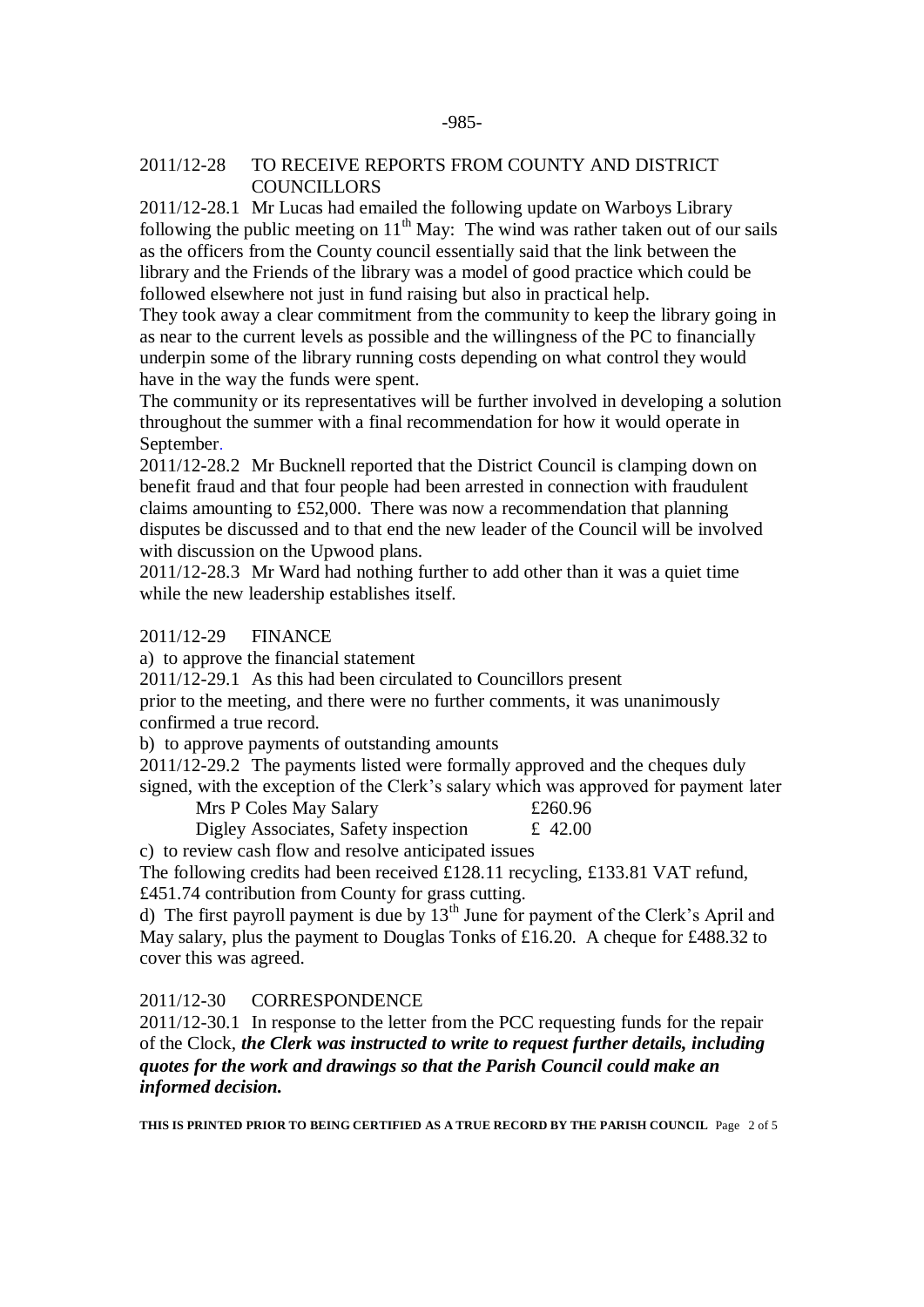2011/12-28 TO RECEIVE REPORTS FROM COUNTY AND DISTRICT COUNCILLORS

2011/12-28.1 Mr Lucas had emailed the following update on Warboys Library following the public meeting on 11th May: The wind was rather taken out of our sails as the officers from the County council essentially said that the link between the library and the Friends of the library was a model of good practice which could be followed elsewhere not just in fund raising but also in practical help.

They took away a clear commitment from the community to keep the library going in as near to the current levels as possible and the willingness of the PC to financially underpin some of the library running costs depending on what control they would have in the way the funds were spent.

The community or its representatives will be further involved in developing a solution throughout the summer with a final recommendation for how it would operate in September.

2011/12-28.2 Mr Bucknell reported that the District Council is clamping down on benefit fraud and that four people had been arrested in connection with fraudulent claims amounting to £52,000. There was now a recommendation that planning disputes be discussed and to that end the new leader of the Council will be involved with discussion on the Upwood plans.

2011/12-28.3 Mr Ward had nothing further to add other than it was a quiet time while the new leadership establishes itself.

2011/12-29 FINANCE

a) to approve the financial statement

2011/12-29.1 As this had been circulated to Councillors present prior to the meeting, and there were no further comments, it was unanimously confirmed a true record.

b) to approve payments of outstanding amounts

2011/12-29.2 The payments listed were formally approved and the cheques duly signed, with the exception of the Clerk's salary which was approved for payment later

| | |
|---|---|
| Mrs P Coles May Salary | £260.96 |
| Digley Associates, Safety inspection | £ 42.00 |

c) to review cash flow and resolve anticipated issues

The following credits had been received £128.11 recycling, £133.81 VAT refund, £451.74 contribution from County for grass cutting.

d) The first payroll payment is due by 13th June for payment of the Clerk's April and May salary, plus the payment to Douglas Tonks of £16.20. A cheque for £488.32 to cover this was agreed.

2011/12-30 CORRESPONDENCE

2011/12-30.1 In response to the letter from the PCC requesting funds for the repair of the Clock, ***the Clerk was instructed to write to request further details, including quotes for the work and drawings so that the Parish Council could make an informed decision.***

**THIS IS PRINTED PRIOR TO BEING CERTIFIED AS A TRUE RECORD BY THE PARISH COUNCIL**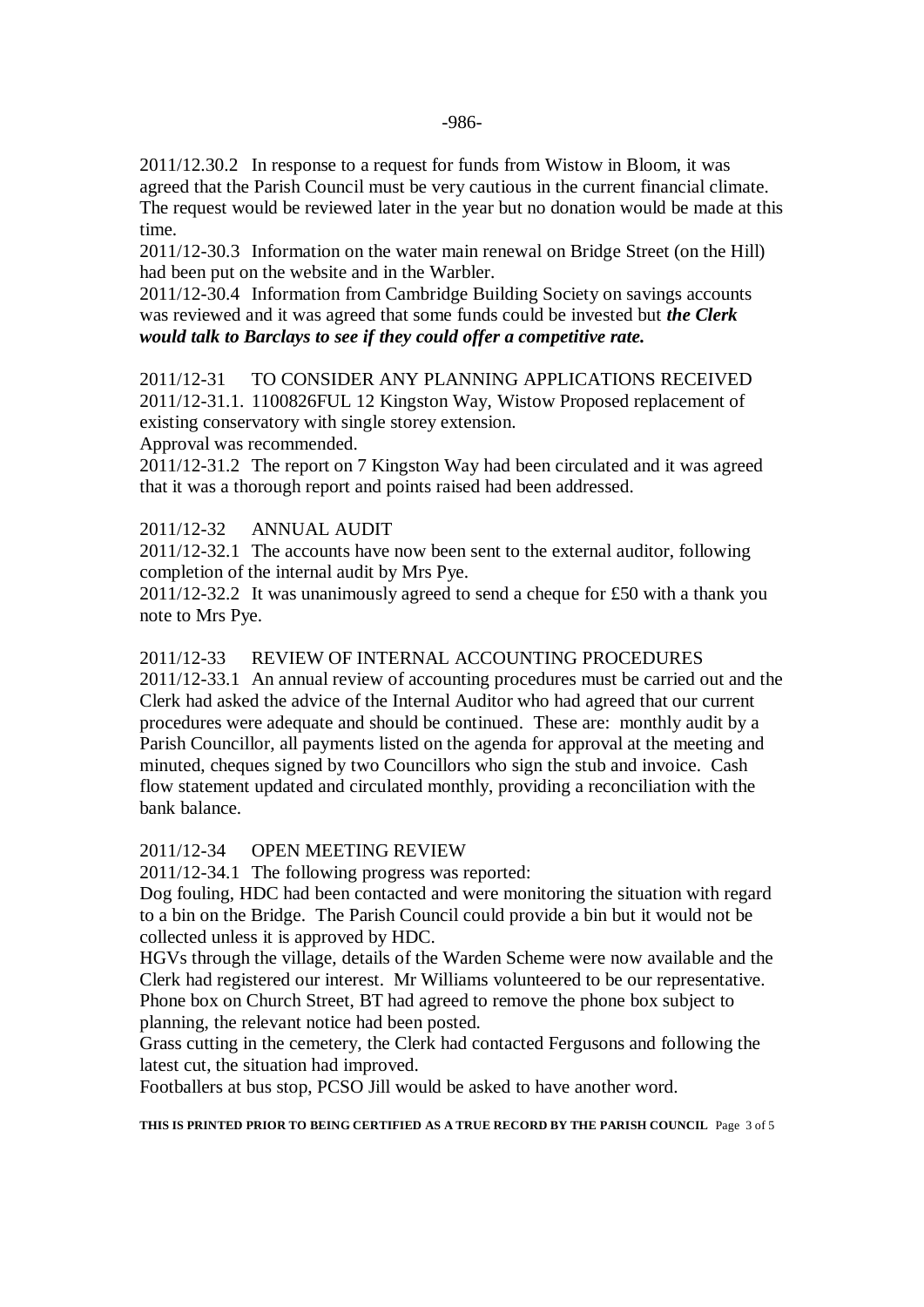2011/12.30.2 In response to a request for funds from Wistow in Bloom, it was agreed that the Parish Council must be very cautious in the current financial climate. The request would be reviewed later in the year but no donation would be made at this time.

2011/12-30.3 Information on the water main renewal on Bridge Street (on the Hill) had been put on the website and in the Warbler.

2011/12-30.4 Information from Cambridge Building Society on savings accounts was reviewed and it was agreed that some funds could be invested but ***the Clerk would talk to Barclays to see if they could offer a competitive rate.***

2011/12-31 TO CONSIDER ANY PLANNING APPLICATIONS RECEIVED

2011/12-31.1. 1100826FUL 12 Kingston Way, Wistow Proposed replacement of existing conservatory with single storey extension.

Approval was recommended.

2011/12-31.2 The report on 7 Kingston Way had been circulated and it was agreed that it was a thorough report and points raised had been addressed.

2011/12-32 ANNUAL AUDIT

2011/12-32.1 The accounts have now been sent to the external auditor, following completion of the internal audit by Mrs Pye.

2011/12-32.2 It was unanimously agreed to send a cheque for £50 with a thank you note to Mrs Pye.

2011/12-33 REVIEW OF INTERNAL ACCOUNTING PROCEDURES

2011/12-33.1 An annual review of accounting procedures must be carried out and the Clerk had asked the advice of the Internal Auditor who had agreed that our current procedures were adequate and should be continued. These are: monthly audit by a Parish Councillor, all payments listed on the agenda for approval at the meeting and minuted, cheques signed by two Councillors who sign the stub and invoice. Cash flow statement updated and circulated monthly, providing a reconciliation with the bank balance.

2011/12-34 OPEN MEETING REVIEW

2011/12-34.1 The following progress was reported:

Dog fouling, HDC had been contacted and were monitoring the situation with regard to a bin on the Bridge. The Parish Council could provide a bin but it would not be collected unless it is approved by HDC.

HGVs through the village, details of the Warden Scheme were now available and the Clerk had registered our interest. Mr Williams volunteered to be our representative.

Phone box on Church Street, BT had agreed to remove the phone box subject to planning, the relevant notice had been posted.

Grass cutting in the cemetery, the Clerk had contacted Fergusons and following the latest cut, the situation had improved.

Footballers at bus stop, PCSO Jill would be asked to have another word.

**THIS IS PRINTED PRIOR TO BEING CERTIFIED AS A TRUE RECORD BY THE PARISH COUNCIL**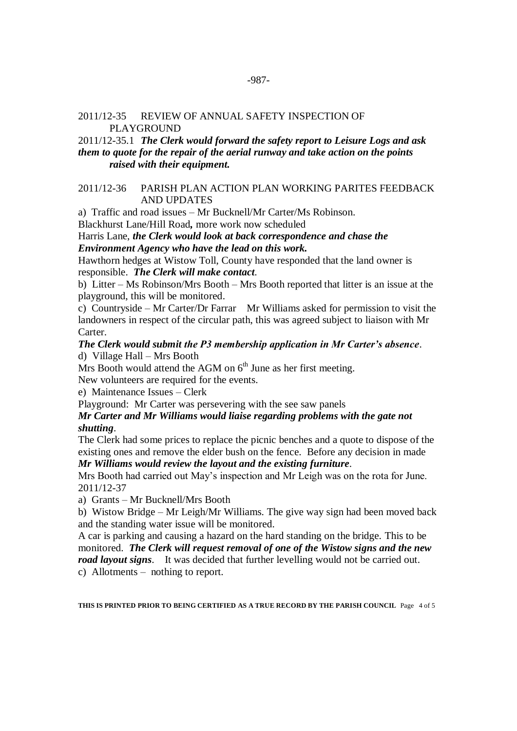2011/12-35 REVIEW OF ANNUAL SAFETY INSPECTION OF PLAYGROUND

2011/12-35.1 ***The Clerk would forward the safety report to Leisure Logs and ask them to quote for the repair of the aerial runway and take action on the points raised with their equipment.***

2011/12-36 PARISH PLAN ACTION PLAN WORKING PARITES FEEDBACK AND UPDATES

a) Traffic and road issues – Mr Bucknell/Mr Carter/Ms Robinson.

Blackhurst Lane/Hill Road**,** more work now scheduled

Harris Lane, ***the Clerk would look at back correspondence and chase the Environment Agency who have the lead on this work.***

Hawthorn hedges at Wistow Toll, County have responded that the land owner is responsible. ***The Clerk will make contact***.

b) Litter – Ms Robinson/Mrs Booth – Mrs Booth reported that litter is an issue at the playground, this will be monitored.

c) Countryside – Mr Carter/Dr Farrar Mr Williams asked for permission to visit the landowners in respect of the circular path, this was agreed subject to liaison with Mr Carter.

***The Clerk would submit the P3 membership application in Mr Carter's absence***.

d) Village Hall – Mrs Booth

Mrs Booth would attend the AGM on 6th June as her first meeting.

New volunteers are required for the events.

e) Maintenance Issues – Clerk

Playground: Mr Carter was persevering with the see saw panels

***Mr Carter and Mr Williams would liaise regarding problems with the gate not shutting***.

The Clerk had some prices to replace the picnic benches and a quote to dispose of the existing ones and remove the elder bush on the fence. Before any decision in made ***Mr Williams would review the layout and the existing furniture***.

Mrs Booth had carried out May's inspection and Mr Leigh was on the rota for June.

2011/12-37

a) Grants – Mr Bucknell/Mrs Booth

b) Wistow Bridge – Mr Leigh/Mr Williams. The give way sign had been moved back and the standing water issue will be monitored.

A car is parking and causing a hazard on the hard standing on the bridge. This to be monitored. ***The Clerk will request removal of one of the Wistow signs and the new road layout signs***. It was decided that further levelling would not be carried out.

c) Allotments – nothing to report.

**THIS IS PRINTED PRIOR TO BEING CERTIFIED AS A TRUE RECORD BY THE PARISH COUNCIL**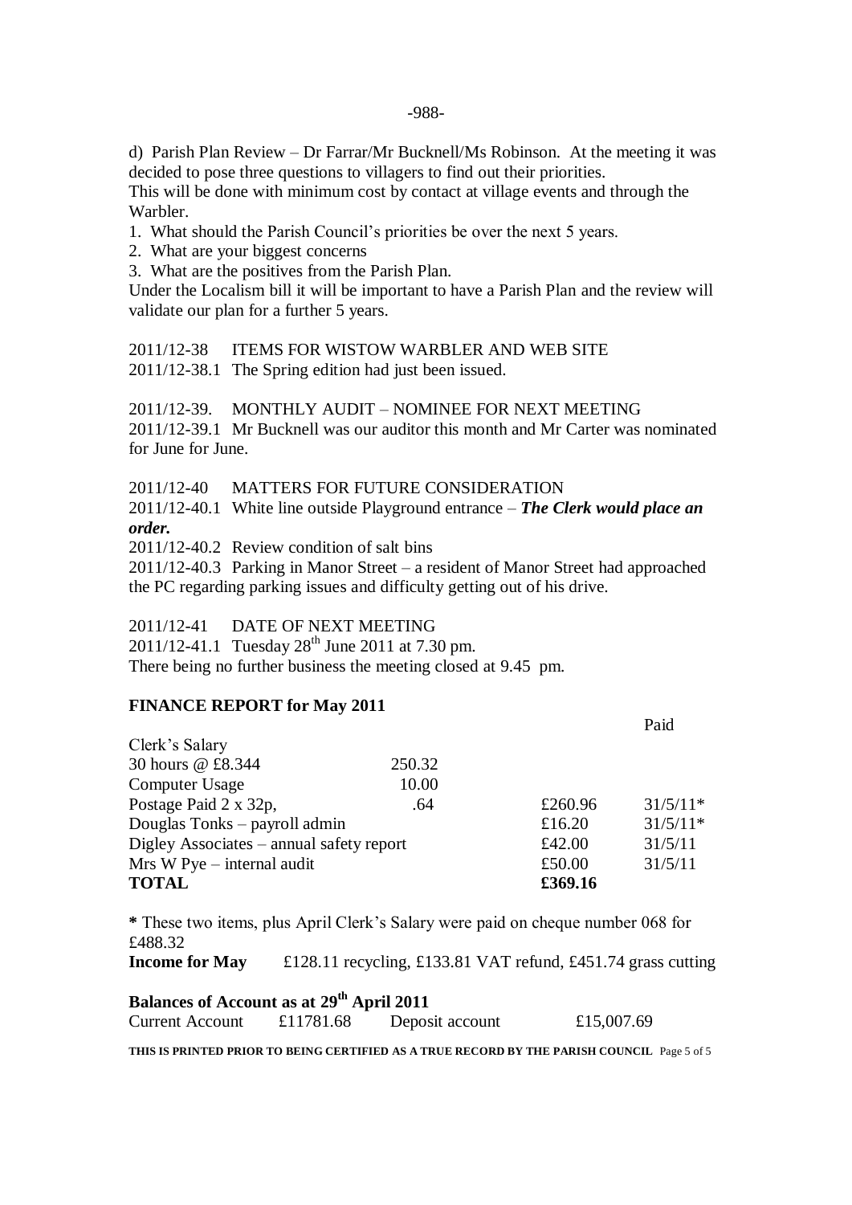d) Parish Plan Review – Dr Farrar/Mr Bucknell/Ms Robinson. At the meeting it was decided to pose three questions to villagers to find out their priorities.
This will be done with minimum cost by contact at village events and through the Warbler.

1. What should the Parish Council's priorities be over the next 5 years.
2. What are your biggest concerns
3. What are the positives from the Parish Plan.

Under the Localism bill it will be important to have a Parish Plan and the review will validate our plan for a further 5 years.

2011/12-38 ITEMS FOR WISTOW WARBLER AND WEB SITE

2011/12-38.1 The Spring edition had just been issued.

2011/12-39. MONTHLY AUDIT – NOMINEE FOR NEXT MEETING

2011/12-39.1 Mr Bucknell was our auditor this month and Mr Carter was nominated for June for June.

2011/12-40 MATTERS FOR FUTURE CONSIDERATION

2011/12-40.1 White line outside Playground entrance – ***The Clerk would place an order.***

2011/12-40.2 Review condition of salt bins

2011/12-40.3 Parking in Manor Street – a resident of Manor Street had approached the PC regarding parking issues and difficulty getting out of his drive.

2011/12-41 DATE OF NEXT MEETING

2011/12-41.1 Tuesday 28th June 2011 at 7.30 pm.

There being no further business the meeting closed at 9.45 pm.

**FINANCE REPORT for May 2011**

| | | | Paid |
|---|---|---|---|
| Clerk's Salary | | | |
| 30 hours @ £8.344 | 250.32 | | |
| Computer Usage | 10.00 | | |
| Postage Paid 2 x 32p, | .64 | £260.96 | 31/5/11* |
| Douglas Tonks – payroll admin | | £16.20 | 31/5/11* |
| Digley Associates – annual safety report | | £42.00 | 31/5/11 |
| Mrs W Pye – internal audit | | £50.00 | 31/5/11 |
| **TOTAL** | | **£369.16** | |

**\*** These two items, plus April Clerk's Salary were paid on cheque number 068 for £488.32

**Income for May** £128.11 recycling, £133.81 VAT refund, £451.74 grass cutting

**Balances of Account as at 29th April 2011**

Current Account £11781.68 Deposit account £15,007.69

**THIS IS PRINTED PRIOR TO BEING CERTIFIED AS A TRUE RECORD BY THE PARISH COUNCIL**